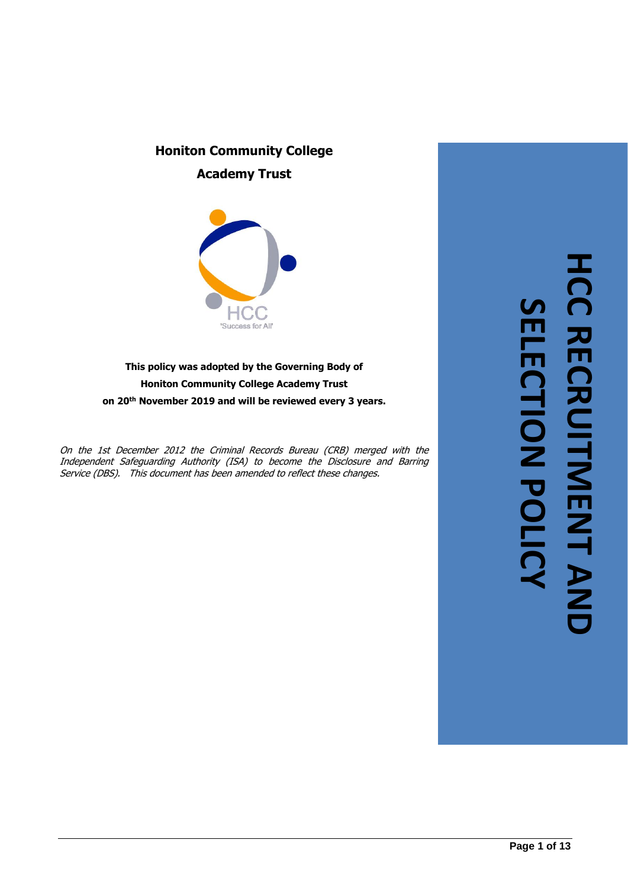# HCC RECRUITMENT AND SELECTION POLICY

**Honiton Community College**

**Academy Trust**

HCC

'Success for All'

**This policy was adopted by the Governing Body of Honiton Community College Academy Trust on 20th November 2019 and will be reviewed every 3 years.**

*On the 1st December 2012 the Criminal Records Bureau (CRB) merged with the Independent Safeguarding Authority (ISA) to become the Disclosure and Barring Service (DBS). This document has been amended to reflect these changes.*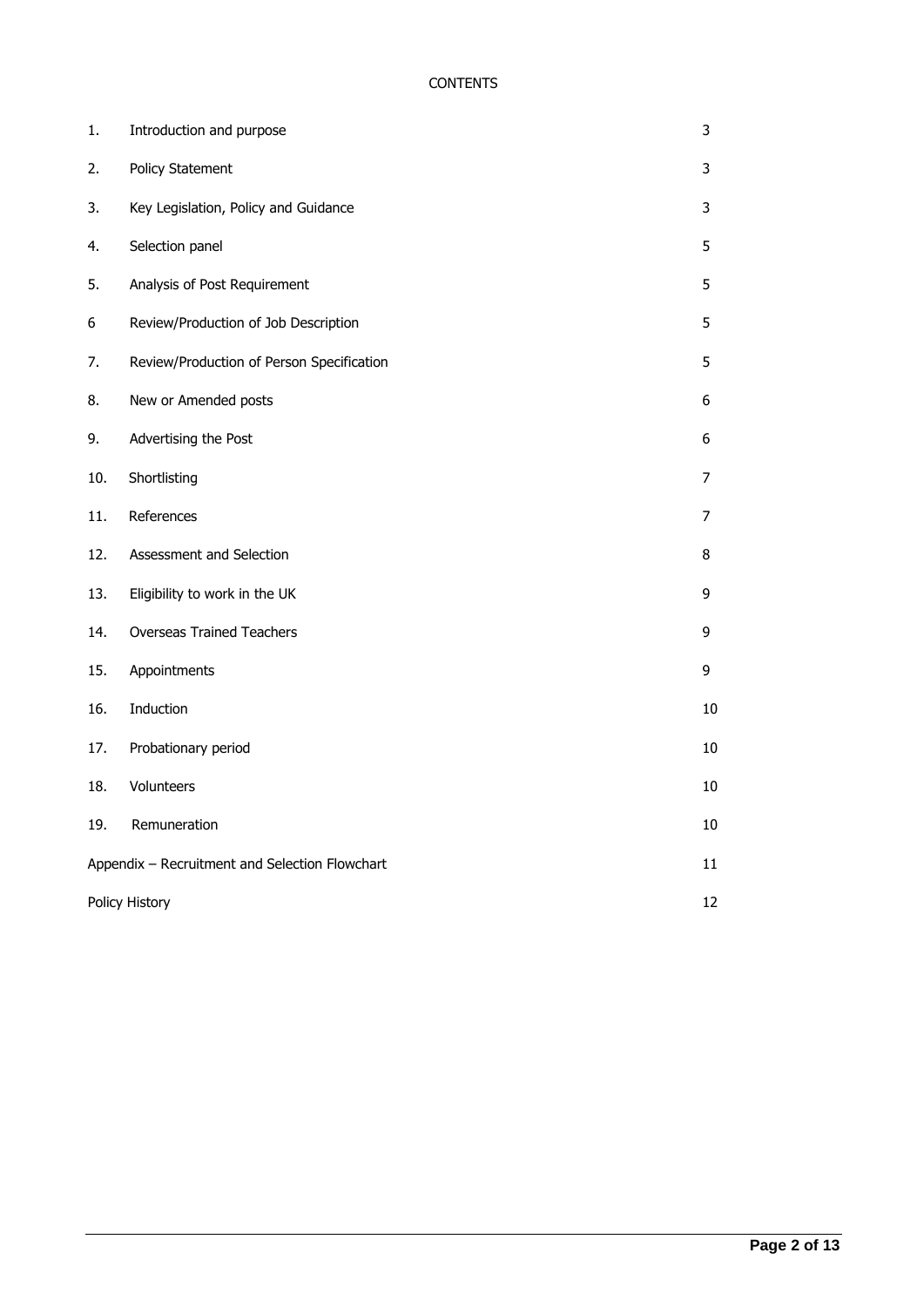# CONTENTS

| | | |
|---|---|---|
| 1. | Introduction and purpose | 3 |
| 2. | Policy Statement | 3 |
| 3. | Key Legislation, Policy and Guidance | 3 |
| 4. | Selection panel | 5 |
| 5. | Analysis of Post Requirement | 5 |
| 6 | Review/Production of Job Description | 5 |
| 7. | Review/Production of Person Specification | 5 |
| 8. | New or Amended posts | 6 |
| 9. | Advertising the Post | 6 |
| 10. | Shortlisting | 7 |
| 11. | References | 7 |
| 12. | Assessment and Selection | 8 |
| 13. | Eligibility to work in the UK | 9 |
| 14. | Overseas Trained Teachers | 9 |
| 15. | Appointments | 9 |
| 16. | Induction | 10 |
| 17. | Probationary period | 10 |
| 18. | Volunteers | 10 |
| 19. | Remuneration | 10 |
| Appendix – Recruitment and Selection Flowchart | | 11 |
| Policy History | | 12 |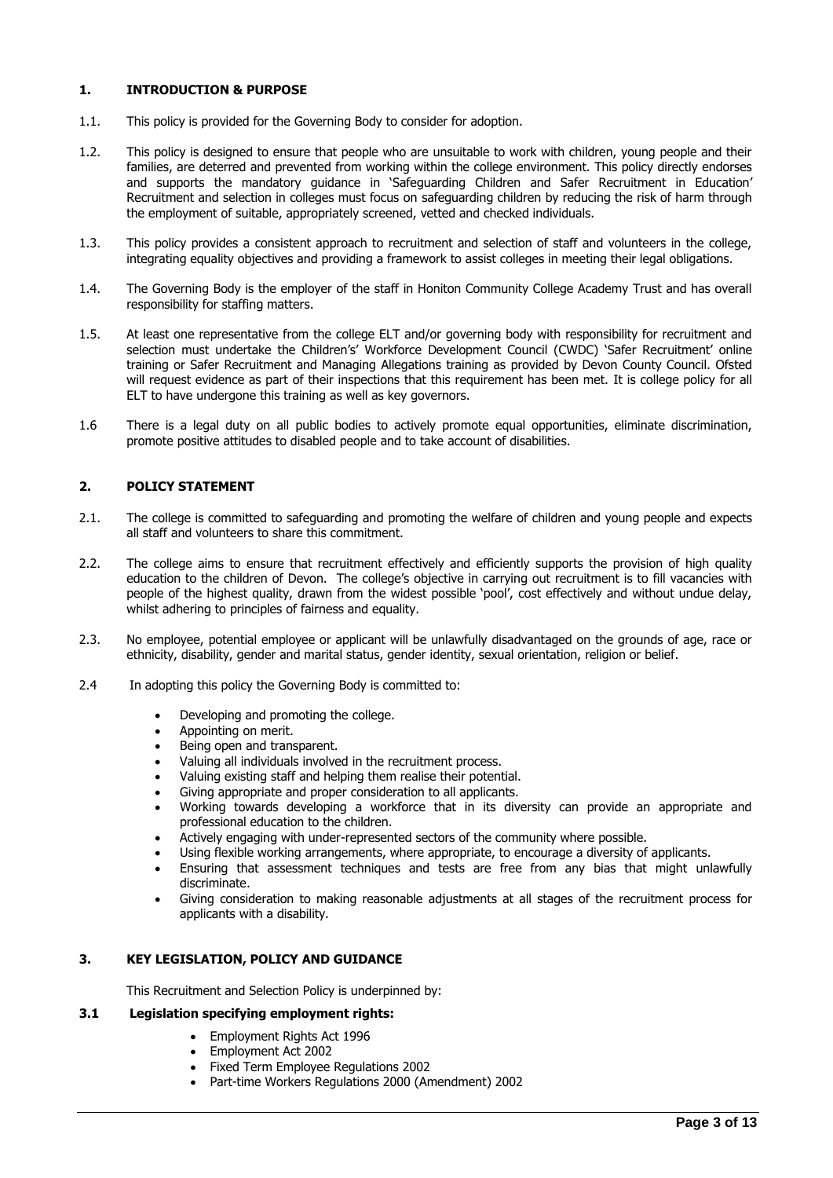## 1. INTRODUCTION & PURPOSE

1.1. This policy is provided for the Governing Body to consider for adoption.

1.2. This policy is designed to ensure that people who are unsuitable to work with children, young people and their families, are deterred and prevented from working within the college environment. This policy directly endorses and supports the mandatory guidance in 'Safeguarding Children and Safer Recruitment in Education' Recruitment and selection in colleges must focus on safeguarding children by reducing the risk of harm through the employment of suitable, appropriately screened, vetted and checked individuals.

1.3. This policy provides a consistent approach to recruitment and selection of staff and volunteers in the college, integrating equality objectives and providing a framework to assist colleges in meeting their legal obligations.

1.4. The Governing Body is the employer of the staff in Honiton Community College Academy Trust and has overall responsibility for staffing matters.

1.5. At least one representative from the college ELT and/or governing body with responsibility for recruitment and selection must undertake the Children's' Workforce Development Council (CWDC) 'Safer Recruitment' online training or Safer Recruitment and Managing Allegations training as provided by Devon County Council. Ofsted will request evidence as part of their inspections that this requirement has been met. It is college policy for all ELT to have undergone this training as well as key governors.

1.6 There is a legal duty on all public bodies to actively promote equal opportunities, eliminate discrimination, promote positive attitudes to disabled people and to take account of disabilities.

## 2. POLICY STATEMENT

2.1. The college is committed to safeguarding and promoting the welfare of children and young people and expects all staff and volunteers to share this commitment.

2.2. The college aims to ensure that recruitment effectively and efficiently supports the provision of high quality education to the children of Devon. The college's objective in carrying out recruitment is to fill vacancies with people of the highest quality, drawn from the widest possible 'pool', cost effectively and without undue delay, whilst adhering to principles of fairness and equality.

2.3. No employee, potential employee or applicant will be unlawfully disadvantaged on the grounds of age, race or ethnicity, disability, gender and marital status, gender identity, sexual orientation, religion or belief.

2.4 In adopting this policy the Governing Body is committed to:

- Developing and promoting the college.
- Appointing on merit.
- Being open and transparent.
- Valuing all individuals involved in the recruitment process.
- Valuing existing staff and helping them realise their potential.
- Giving appropriate and proper consideration to all applicants.
- Working towards developing a workforce that in its diversity can provide an appropriate and professional education to the children.
- Actively engaging with under-represented sectors of the community where possible.
- Using flexible working arrangements, where appropriate, to encourage a diversity of applicants.
- Ensuring that assessment techniques and tests are free from any bias that might unlawfully discriminate.
- Giving consideration to making reasonable adjustments at all stages of the recruitment process for applicants with a disability.

## 3. KEY LEGISLATION, POLICY AND GUIDANCE

This Recruitment and Selection Policy is underpinned by:

### 3.1 Legislation specifying employment rights:

- Employment Rights Act 1996
- Employment Act 2002
- Fixed Term Employee Regulations 2002
- Part-time Workers Regulations 2000 (Amendment) 2002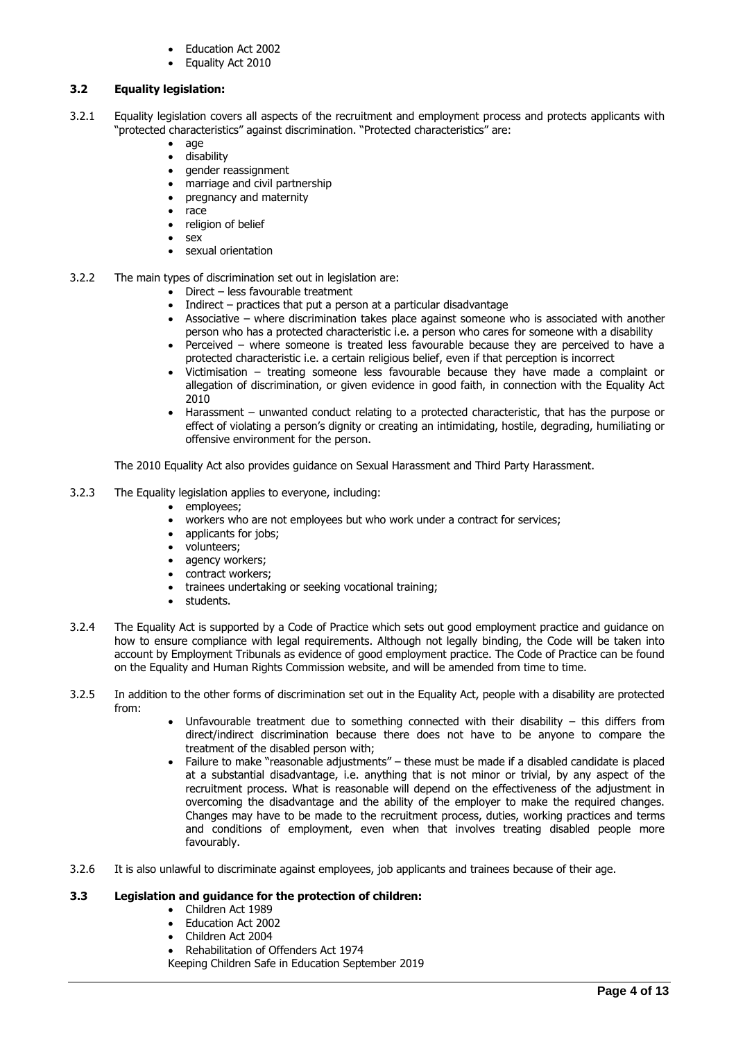- Education Act 2002
- Equality Act 2010

### 3.2 Equality legislation:

3.2.1 Equality legislation covers all aspects of the recruitment and employment process and protects applicants with "protected characteristics" against discrimination. "Protected characteristics" are:

- age
- disability
- gender reassignment
- marriage and civil partnership
- pregnancy and maternity
- race
- religion of belief
- sex
- sexual orientation

3.2.2 The main types of discrimination set out in legislation are:

- Direct – less favourable treatment
- Indirect – practices that put a person at a particular disadvantage
- Associative – where discrimination takes place against someone who is associated with another person who has a protected characteristic i.e. a person who cares for someone with a disability
- Perceived – where someone is treated less favourable because they are perceived to have a protected characteristic i.e. a certain religious belief, even if that perception is incorrect
- Victimisation – treating someone less favourable because they have made a complaint or allegation of discrimination, or given evidence in good faith, in connection with the Equality Act 2010
- Harassment – unwanted conduct relating to a protected characteristic, that has the purpose or effect of violating a person's dignity or creating an intimidating, hostile, degrading, humiliating or offensive environment for the person.

The 2010 Equality Act also provides guidance on Sexual Harassment and Third Party Harassment.

3.2.3 The Equality legislation applies to everyone, including:

- employees;
- workers who are not employees but who work under a contract for services;
- applicants for jobs;
- volunteers;
- agency workers;
- contract workers;
- trainees undertaking or seeking vocational training;
- students.

3.2.4 The Equality Act is supported by a Code of Practice which sets out good employment practice and guidance on how to ensure compliance with legal requirements. Although not legally binding, the Code will be taken into account by Employment Tribunals as evidence of good employment practice. The Code of Practice can be found on the Equality and Human Rights Commission website, and will be amended from time to time.

3.2.5 In addition to the other forms of discrimination set out in the Equality Act, people with a disability are protected from:

- Unfavourable treatment due to something connected with their disability – this differs from direct/indirect discrimination because there does not have to be anyone to compare the treatment of the disabled person with;
- Failure to make "reasonable adjustments" – these must be made if a disabled candidate is placed at a substantial disadvantage, i.e. anything that is not minor or trivial, by any aspect of the recruitment process. What is reasonable will depend on the effectiveness of the adjustment in overcoming the disadvantage and the ability of the employer to make the required changes. Changes may have to be made to the recruitment process, duties, working practices and terms and conditions of employment, even when that involves treating disabled people more favourably.

3.2.6 It is also unlawful to discriminate against employees, job applicants and trainees because of their age.

### 3.3 Legislation and guidance for the protection of children:

- Children Act 1989
- Education Act 2002
- Children Act 2004
- Rehabilitation of Offenders Act 1974

Keeping Children Safe in Education September 2019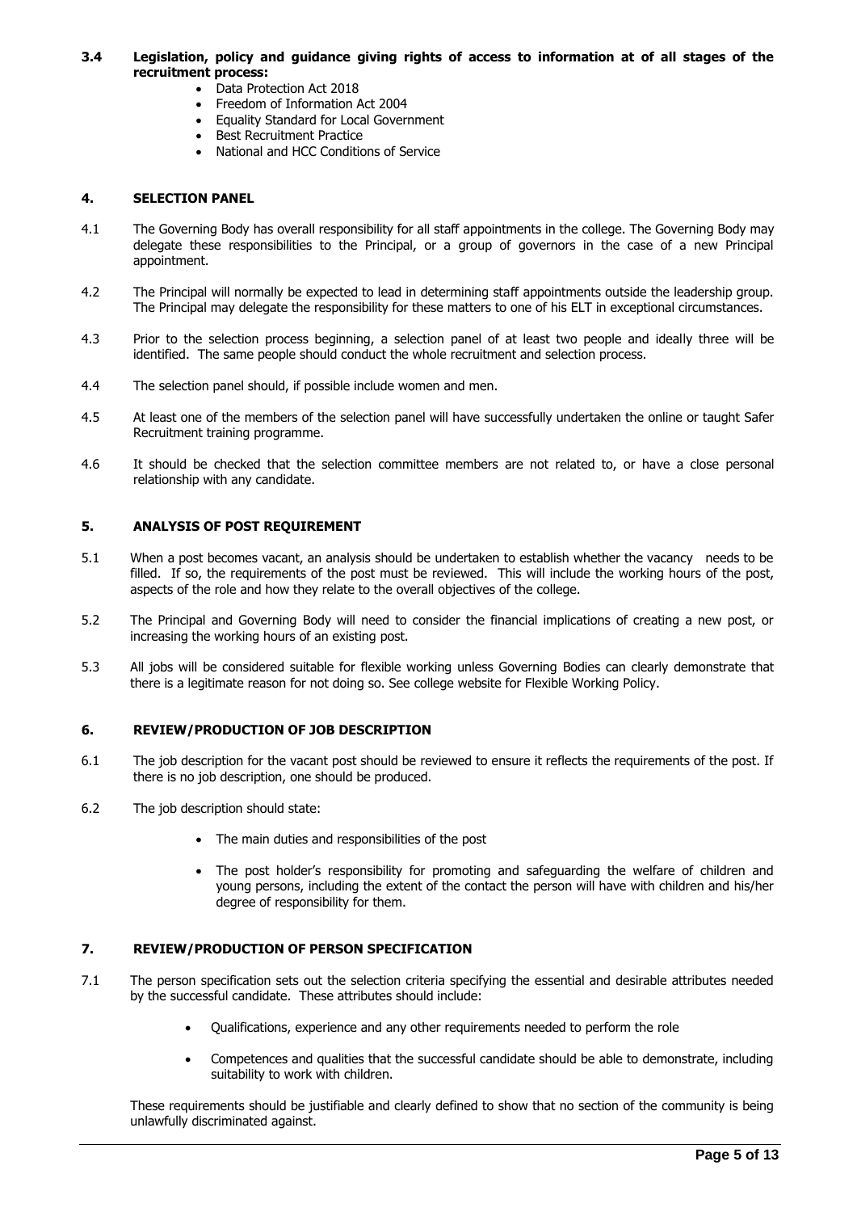### 3.4 Legislation, policy and guidance giving rights of access to information at of all stages of the recruitment process:

- Data Protection Act 2018
- Freedom of Information Act 2004
- Equality Standard for Local Government
- Best Recruitment Practice
- National and HCC Conditions of Service

## 4. SELECTION PANEL

4.1 The Governing Body has overall responsibility for all staff appointments in the college. The Governing Body may delegate these responsibilities to the Principal, or a group of governors in the case of a new Principal appointment.

4.2 The Principal will normally be expected to lead in determining staff appointments outside the leadership group. The Principal may delegate the responsibility for these matters to one of his ELT in exceptional circumstances.

4.3 Prior to the selection process beginning, a selection panel of at least two people and ideally three will be identified. The same people should conduct the whole recruitment and selection process.

4.4 The selection panel should, if possible include women and men.

4.5 At least one of the members of the selection panel will have successfully undertaken the online or taught Safer Recruitment training programme.

4.6 It should be checked that the selection committee members are not related to, or have a close personal relationship with any candidate.

## 5. ANALYSIS OF POST REQUIREMENT

5.1 When a post becomes vacant, an analysis should be undertaken to establish whether the vacancy needs to be filled. If so, the requirements of the post must be reviewed. This will include the working hours of the post, aspects of the role and how they relate to the overall objectives of the college.

5.2 The Principal and Governing Body will need to consider the financial implications of creating a new post, or increasing the working hours of an existing post.

5.3 All jobs will be considered suitable for flexible working unless Governing Bodies can clearly demonstrate that there is a legitimate reason for not doing so. See college website for Flexible Working Policy.

## 6. REVIEW/PRODUCTION OF JOB DESCRIPTION

6.1 The job description for the vacant post should be reviewed to ensure it reflects the requirements of the post. If there is no job description, one should be produced.

6.2 The job description should state:

- The main duties and responsibilities of the post
- The post holder's responsibility for promoting and safeguarding the welfare of children and young persons, including the extent of the contact the person will have with children and his/her degree of responsibility for them.

## 7. REVIEW/PRODUCTION OF PERSON SPECIFICATION

7.1 The person specification sets out the selection criteria specifying the essential and desirable attributes needed by the successful candidate. These attributes should include:

- Qualifications, experience and any other requirements needed to perform the role
- Competences and qualities that the successful candidate should be able to demonstrate, including suitability to work with children.

These requirements should be justifiable and clearly defined to show that no section of the community is being unlawfully discriminated against.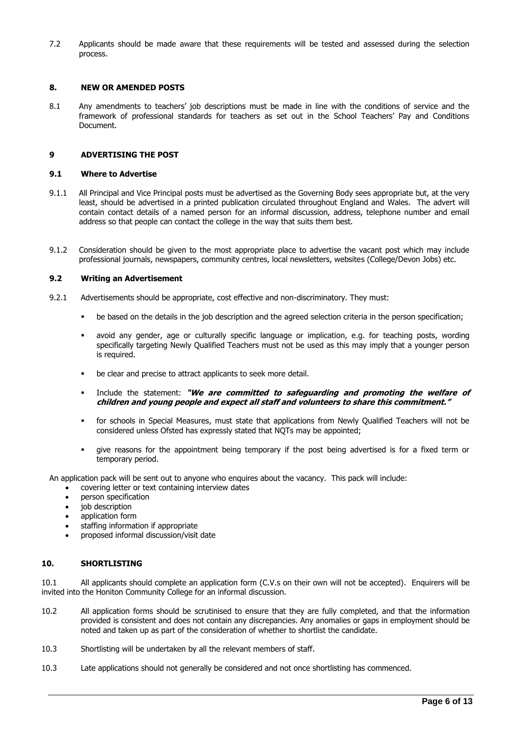7.2 Applicants should be made aware that these requirements will be tested and assessed during the selection process.

## 8. NEW OR AMENDED POSTS

8.1 Any amendments to teachers' job descriptions must be made in line with the conditions of service and the framework of professional standards for teachers as set out in the School Teachers' Pay and Conditions Document.

## 9 ADVERTISING THE POST

### 9.1 Where to Advertise

9.1.1 All Principal and Vice Principal posts must be advertised as the Governing Body sees appropriate but, at the very least, should be advertised in a printed publication circulated throughout England and Wales. The advert will contain contact details of a named person for an informal discussion, address, telephone number and email address so that people can contact the college in the way that suits them best.

9.1.2 Consideration should be given to the most appropriate place to advertise the vacant post which may include professional journals, newspapers, community centres, local newsletters, websites (College/Devon Jobs) etc.

### 9.2 Writing an Advertisement

9.2.1 Advertisements should be appropriate, cost effective and non-discriminatory. They must:

- be based on the details in the job description and the agreed selection criteria in the person specification;
- avoid any gender, age or culturally specific language or implication, e.g. for teaching posts, wording specifically targeting Newly Qualified Teachers must not be used as this may imply that a younger person is required.
- be clear and precise to attract applicants to seek more detail.
- Include the statement: ***"We are committed to safeguarding and promoting the welfare of children and young people and expect all staff and volunteers to share this commitment."***
- for schools in Special Measures, must state that applications from Newly Qualified Teachers will not be considered unless Ofsted has expressly stated that NQTs may be appointed;
- give reasons for the appointment being temporary if the post being advertised is for a fixed term or temporary period.

An application pack will be sent out to anyone who enquires about the vacancy. This pack will include:

- covering letter or text containing interview dates
- person specification
- job description
- application form
- staffing information if appropriate
- proposed informal discussion/visit date

## 10. SHORTLISTING

10.1 All applicants should complete an application form (C.V.s on their own will not be accepted). Enquirers will be invited into the Honiton Community College for an informal discussion.

10.2 All application forms should be scrutinised to ensure that they are fully completed, and that the information provided is consistent and does not contain any discrepancies. Any anomalies or gaps in employment should be noted and taken up as part of the consideration of whether to shortlist the candidate.

10.3 Shortlisting will be undertaken by all the relevant members of staff.

10.3 Late applications should not generally be considered and not once shortlisting has commenced.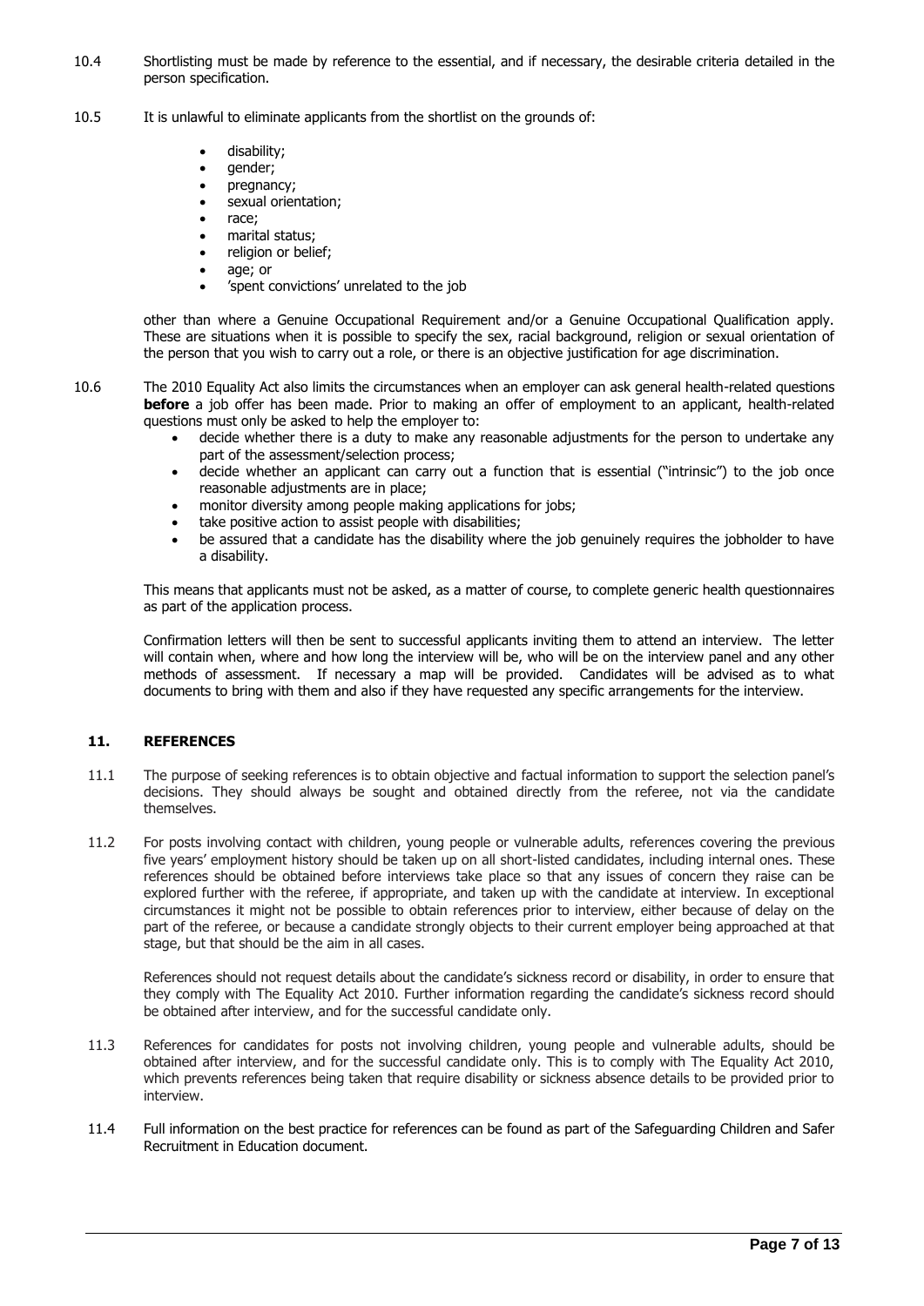10.4 Shortlisting must be made by reference to the essential, and if necessary, the desirable criteria detailed in the person specification.

10.5 It is unlawful to eliminate applicants from the shortlist on the grounds of:

- disability;
- gender;
- pregnancy;
- sexual orientation;
- race;
- marital status;
- religion or belief;
- age; or
- 'spent convictions' unrelated to the job

other than where a Genuine Occupational Requirement and/or a Genuine Occupational Qualification apply. These are situations when it is possible to specify the sex, racial background, religion or sexual orientation of the person that you wish to carry out a role, or there is an objective justification for age discrimination.

10.6 The 2010 Equality Act also limits the circumstances when an employer can ask general health-related questions **before** a job offer has been made. Prior to making an offer of employment to an applicant, health-related questions must only be asked to help the employer to:

- decide whether there is a duty to make any reasonable adjustments for the person to undertake any part of the assessment/selection process;
- decide whether an applicant can carry out a function that is essential ("intrinsic") to the job once reasonable adjustments are in place;
- monitor diversity among people making applications for jobs;
- take positive action to assist people with disabilities;
- be assured that a candidate has the disability where the job genuinely requires the jobholder to have a disability.

This means that applicants must not be asked, as a matter of course, to complete generic health questionnaires as part of the application process.

Confirmation letters will then be sent to successful applicants inviting them to attend an interview. The letter will contain when, where and how long the interview will be, who will be on the interview panel and any other methods of assessment. If necessary a map will be provided. Candidates will be advised as to what documents to bring with them and also if they have requested any specific arrangements for the interview.

## 11. REFERENCES

11.1 The purpose of seeking references is to obtain objective and factual information to support the selection panel's decisions. They should always be sought and obtained directly from the referee, not via the candidate themselves.

11.2 For posts involving contact with children, young people or vulnerable adults, references covering the previous five years' employment history should be taken up on all short-listed candidates, including internal ones. These references should be obtained before interviews take place so that any issues of concern they raise can be explored further with the referee, if appropriate, and taken up with the candidate at interview. In exceptional circumstances it might not be possible to obtain references prior to interview, either because of delay on the part of the referee, or because a candidate strongly objects to their current employer being approached at that stage, but that should be the aim in all cases.

References should not request details about the candidate's sickness record or disability, in order to ensure that they comply with The Equality Act 2010. Further information regarding the candidate's sickness record should be obtained after interview, and for the successful candidate only.

11.3 References for candidates for posts not involving children, young people and vulnerable adults, should be obtained after interview, and for the successful candidate only. This is to comply with The Equality Act 2010, which prevents references being taken that require disability or sickness absence details to be provided prior to interview.

11.4 Full information on the best practice for references can be found as part of the Safeguarding Children and Safer Recruitment in Education document.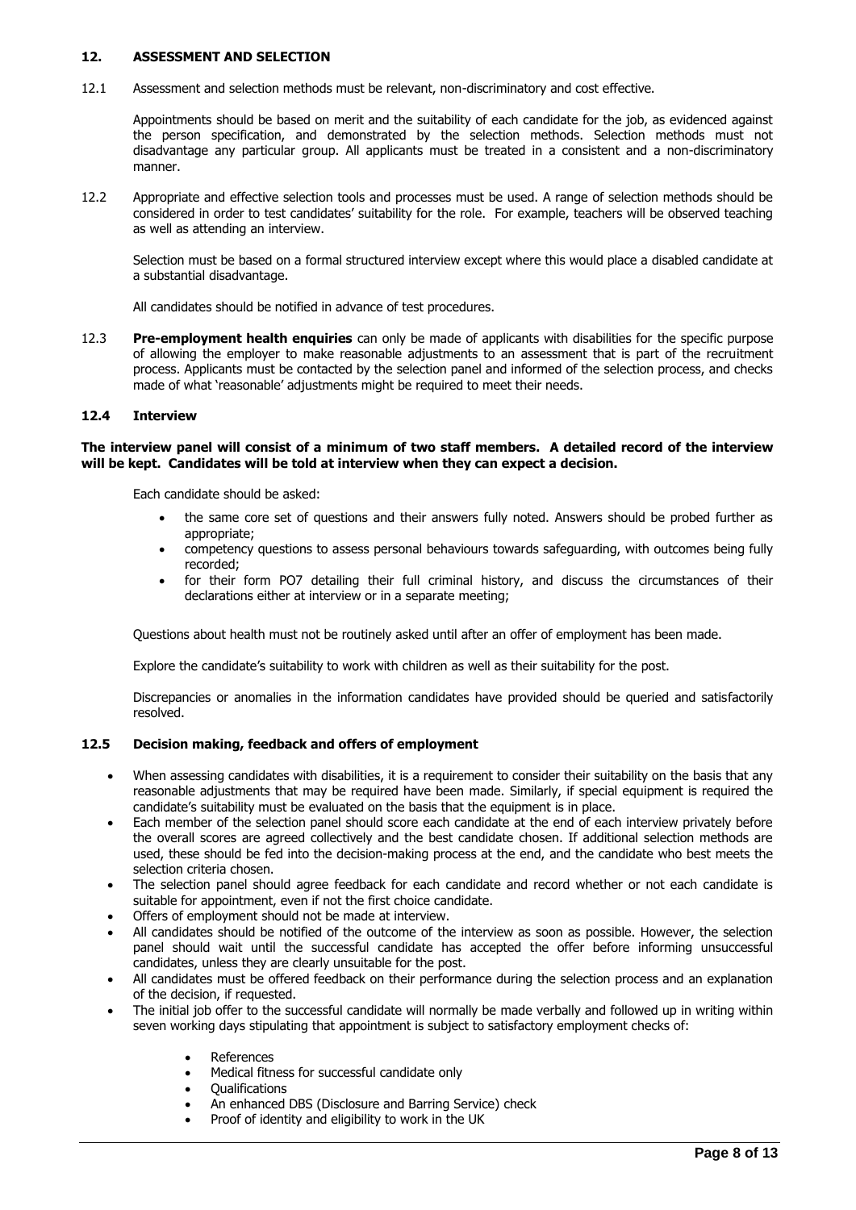## 12. ASSESSMENT AND SELECTION

12.1 Assessment and selection methods must be relevant, non-discriminatory and cost effective.

Appointments should be based on merit and the suitability of each candidate for the job, as evidenced against the person specification, and demonstrated by the selection methods. Selection methods must not disadvantage any particular group. All applicants must be treated in a consistent and a non-discriminatory manner.

12.2 Appropriate and effective selection tools and processes must be used. A range of selection methods should be considered in order to test candidates' suitability for the role. For example, teachers will be observed teaching as well as attending an interview.

Selection must be based on a formal structured interview except where this would place a disabled candidate at a substantial disadvantage.

All candidates should be notified in advance of test procedures.

12.3 **Pre-employment health enquiries** can only be made of applicants with disabilities for the specific purpose of allowing the employer to make reasonable adjustments to an assessment that is part of the recruitment process. Applicants must be contacted by the selection panel and informed of the selection process, and checks made of what 'reasonable' adjustments might be required to meet their needs.

### 12.4 Interview

**The interview panel will consist of a minimum of two staff members. A detailed record of the interview will be kept. Candidates will be told at interview when they can expect a decision.**

Each candidate should be asked:

- the same core set of questions and their answers fully noted. Answers should be probed further as appropriate;
- competency questions to assess personal behaviours towards safeguarding, with outcomes being fully recorded;
- for their form PO7 detailing their full criminal history, and discuss the circumstances of their declarations either at interview or in a separate meeting;

Questions about health must not be routinely asked until after an offer of employment has been made.

Explore the candidate's suitability to work with children as well as their suitability for the post.

Discrepancies or anomalies in the information candidates have provided should be queried and satisfactorily resolved.

### 12.5 Decision making, feedback and offers of employment

- When assessing candidates with disabilities, it is a requirement to consider their suitability on the basis that any reasonable adjustments that may be required have been made. Similarly, if special equipment is required the candidate's suitability must be evaluated on the basis that the equipment is in place.
- Each member of the selection panel should score each candidate at the end of each interview privately before the overall scores are agreed collectively and the best candidate chosen. If additional selection methods are used, these should be fed into the decision-making process at the end, and the candidate who best meets the selection criteria chosen.
- The selection panel should agree feedback for each candidate and record whether or not each candidate is suitable for appointment, even if not the first choice candidate.
- Offers of employment should not be made at interview.
- All candidates should be notified of the outcome of the interview as soon as possible. However, the selection panel should wait until the successful candidate has accepted the offer before informing unsuccessful candidates, unless they are clearly unsuitable for the post.
- All candidates must be offered feedback on their performance during the selection process and an explanation of the decision, if requested.
- The initial job offer to the successful candidate will normally be made verbally and followed up in writing within seven working days stipulating that appointment is subject to satisfactory employment checks of:
    - References
    - Medical fitness for successful candidate only
    - Qualifications
    - An enhanced DBS (Disclosure and Barring Service) check
    - Proof of identity and eligibility to work in the UK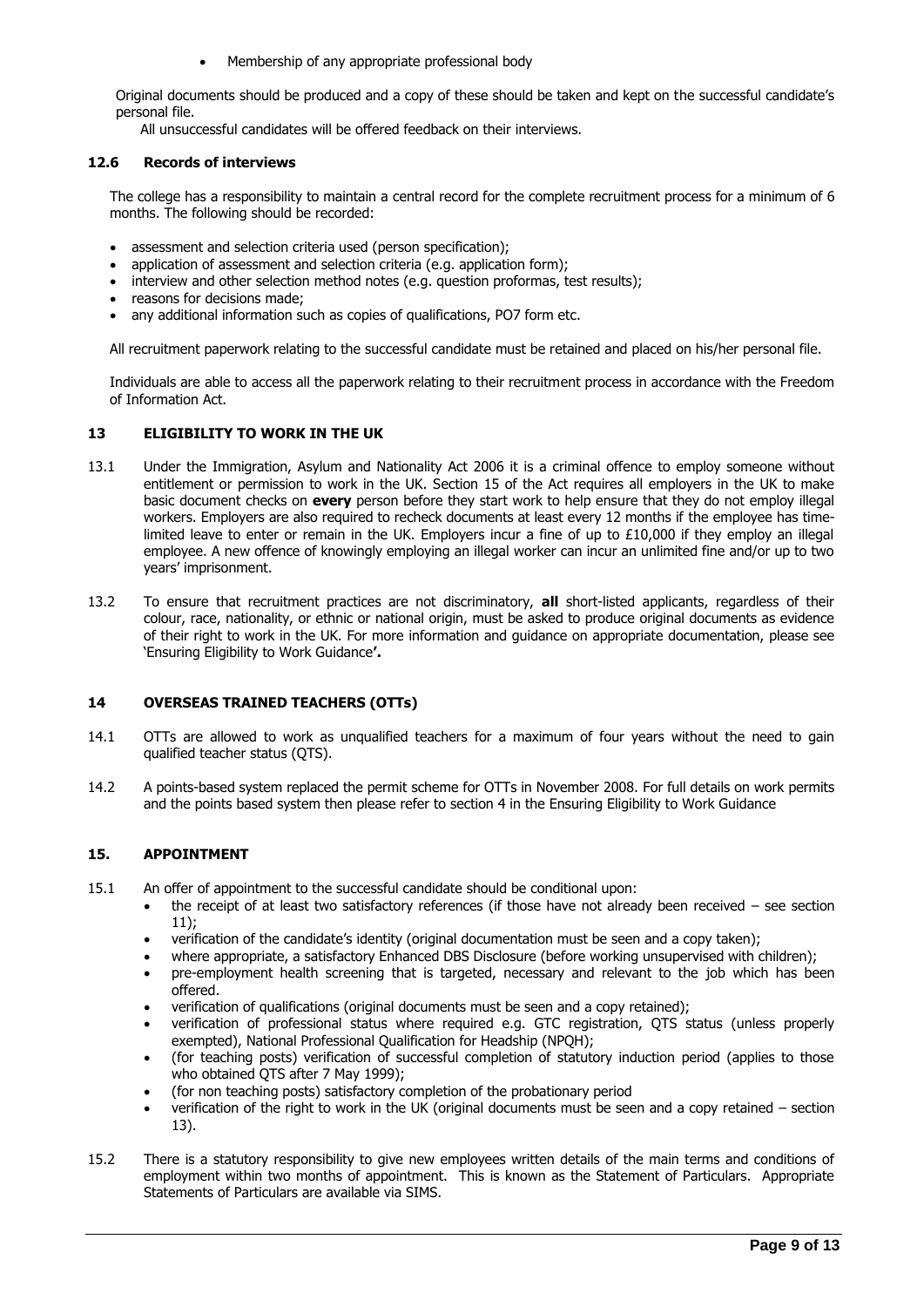- Membership of any appropriate professional body

Original documents should be produced and a copy of these should be taken and kept on the successful candidate's personal file.

All unsuccessful candidates will be offered feedback on their interviews.

### 12.6 Records of interviews

The college has a responsibility to maintain a central record for the complete recruitment process for a minimum of 6 months. The following should be recorded:

- assessment and selection criteria used (person specification);
- application of assessment and selection criteria (e.g. application form);
- interview and other selection method notes (e.g. question proformas, test results);
- reasons for decisions made;
- any additional information such as copies of qualifications, PO7 form etc.

All recruitment paperwork relating to the successful candidate must be retained and placed on his/her personal file.

Individuals are able to access all the paperwork relating to their recruitment process in accordance with the Freedom of Information Act.

## 13 ELIGIBILITY TO WORK IN THE UK

13.1 Under the Immigration, Asylum and Nationality Act 2006 it is a criminal offence to employ someone without entitlement or permission to work in the UK. Section 15 of the Act requires all employers in the UK to make basic document checks on **every** person before they start work to help ensure that they do not employ illegal workers. Employers are also required to recheck documents at least every 12 months if the employee has time-limited leave to enter or remain in the UK. Employers incur a fine of up to £10,000 if they employ an illegal employee. A new offence of knowingly employing an illegal worker can incur an unlimited fine and/or up to two years' imprisonment.

13.2 To ensure that recruitment practices are not discriminatory, **all** short-listed applicants, regardless of their colour, race, nationality, or ethnic or national origin, must be asked to produce original documents as evidence of their right to work in the UK. For more information and guidance on appropriate documentation, please see 'Ensuring Eligibility to Work Guidance**'.**

## 14 OVERSEAS TRAINED TEACHERS (OTTs)

14.1 OTTs are allowed to work as unqualified teachers for a maximum of four years without the need to gain qualified teacher status (QTS).

14.2 A points-based system replaced the permit scheme for OTTs in November 2008. For full details on work permits and the points based system then please refer to section 4 in the Ensuring Eligibility to Work Guidance

## 15. APPOINTMENT

15.1 An offer of appointment to the successful candidate should be conditional upon:

- the receipt of at least two satisfactory references (if those have not already been received – see section 11);
- verification of the candidate's identity (original documentation must be seen and a copy taken);
- where appropriate, a satisfactory Enhanced DBS Disclosure (before working unsupervised with children);
- pre-employment health screening that is targeted, necessary and relevant to the job which has been offered.
- verification of qualifications (original documents must be seen and a copy retained);
- verification of professional status where required e.g. GTC registration, QTS status (unless properly exempted), National Professional Qualification for Headship (NPQH);
- (for teaching posts) verification of successful completion of statutory induction period (applies to those who obtained QTS after 7 May 1999);
- (for non teaching posts) satisfactory completion of the probationary period
- verification of the right to work in the UK (original documents must be seen and a copy retained – section 13).

15.2 There is a statutory responsibility to give new employees written details of the main terms and conditions of employment within two months of appointment. This is known as the Statement of Particulars. Appropriate Statements of Particulars are available via SIMS.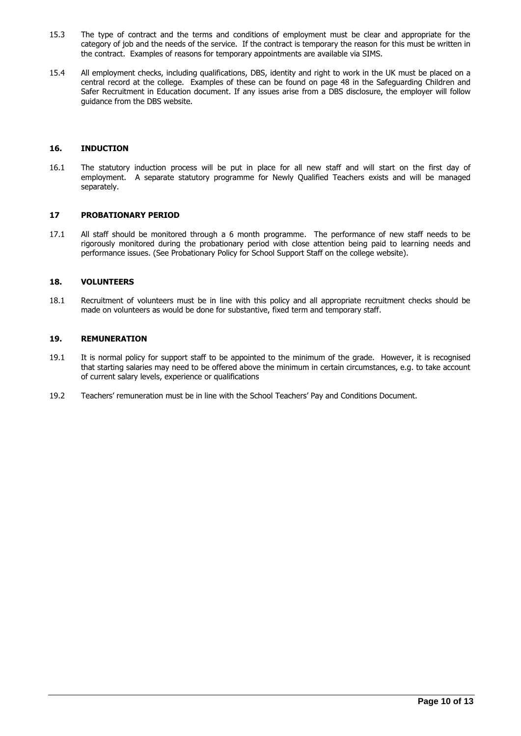15.3 The type of contract and the terms and conditions of employment must be clear and appropriate for the category of job and the needs of the service. If the contract is temporary the reason for this must be written in the contract. Examples of reasons for temporary appointments are available via SIMS.

15.4 All employment checks, including qualifications, DBS, identity and right to work in the UK must be placed on a central record at the college. Examples of these can be found on page 48 in the Safeguarding Children and Safer Recruitment in Education document. If any issues arise from a DBS disclosure, the employer will follow guidance from the DBS website.

## 16. INDUCTION

16.1 The statutory induction process will be put in place for all new staff and will start on the first day of employment. A separate statutory programme for Newly Qualified Teachers exists and will be managed separately.

## 17 PROBATIONARY PERIOD

17.1 All staff should be monitored through a 6 month programme. The performance of new staff needs to be rigorously monitored during the probationary period with close attention being paid to learning needs and performance issues. (See Probationary Policy for School Support Staff on the college website).

## 18. VOLUNTEERS

18.1 Recruitment of volunteers must be in line with this policy and all appropriate recruitment checks should be made on volunteers as would be done for substantive, fixed term and temporary staff.

## 19. REMUNERATION

19.1 It is normal policy for support staff to be appointed to the minimum of the grade. However, it is recognised that starting salaries may need to be offered above the minimum in certain circumstances, e.g. to take account of current salary levels, experience or qualifications

19.2 Teachers' remuneration must be in line with the School Teachers' Pay and Conditions Document.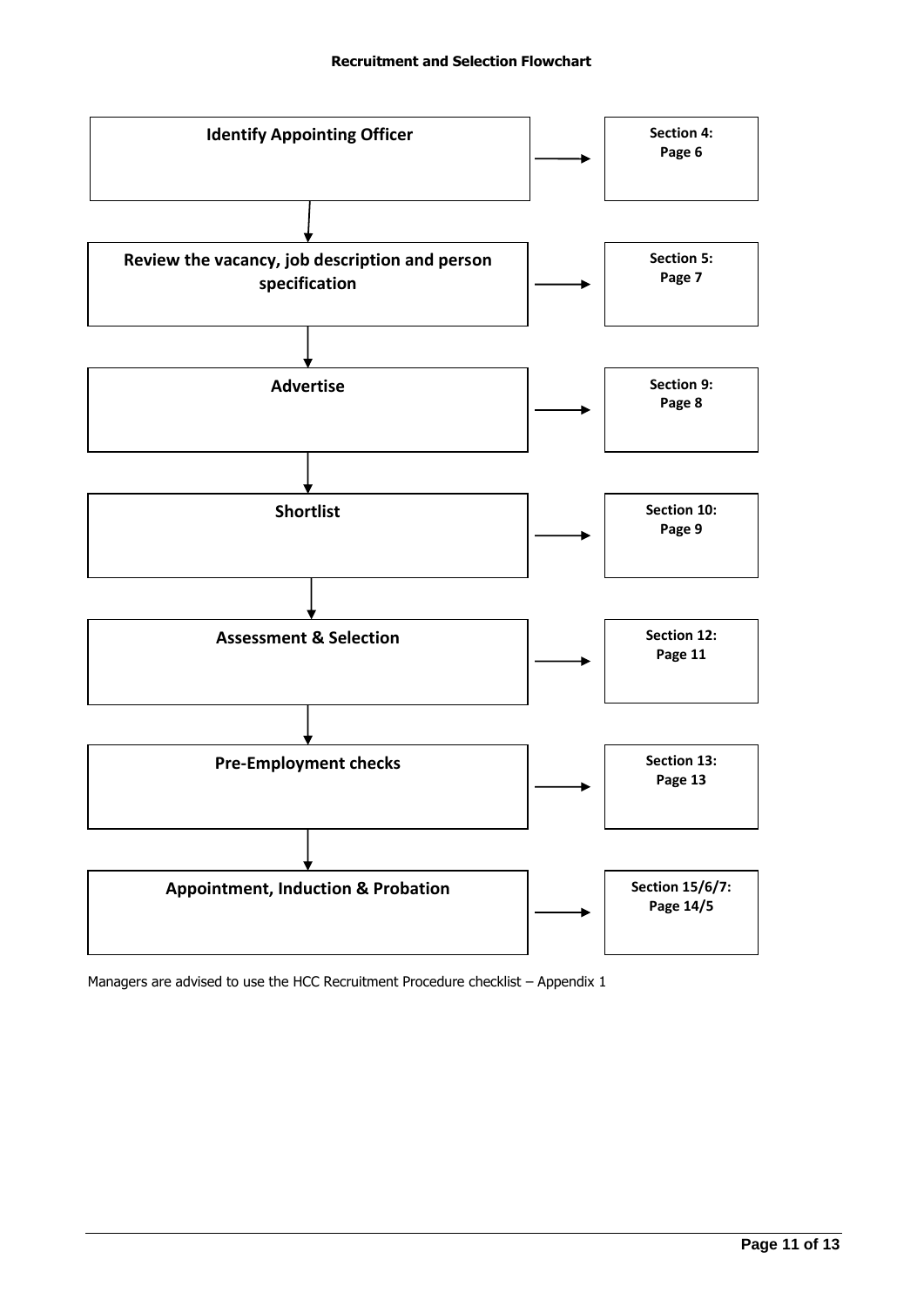## Recruitment and Selection Flowchart

| Step | Reference |
| --- | --- |
| **Identify Appointing Officer** | **Section 4: Page 6** |
| **Review the vacancy, job description and person specification** | **Section 5: Page 7** |
| **Advertise** | **Section 9: Page 8** |
| **Shortlist** | **Section 10: Page 9** |
| **Assessment & Selection** | **Section 12: Page 11** |
| **Pre-Employment checks** | **Section 13: Page 13** |
| **Appointment, Induction & Probation** | **Section 15/6/7: Page 14/5** |

Managers are advised to use the HCC Recruitment Procedure checklist – Appendix 1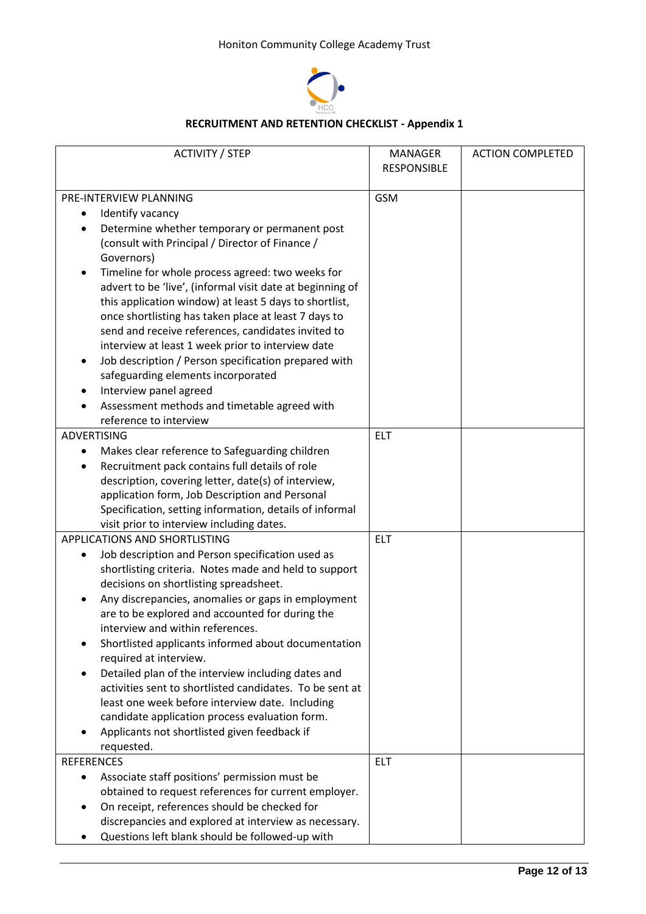Honiton Community College Academy Trust

## RECRUITMENT AND RETENTION CHECKLIST - Appendix 1

| ACTIVITY / STEP | MANAGER RESPONSIBLE | ACTION COMPLETED |
|---|---|---|
| PRE-INTERVIEW PLANNING<br>• Identify vacancy<br>• Determine whether temporary or permanent post (consult with Principal / Director of Finance / Governors)<br>• Timeline for whole process agreed: two weeks for advert to be 'live', (informal visit date at beginning of this application window) at least 5 days to shortlist, once shortlisting has taken place at least 7 days to send and receive references, candidates invited to interview at least 1 week prior to interview date<br>• Job description / Person specification prepared with safeguarding elements incorporated<br>• Interview panel agreed<br>• Assessment methods and timetable agreed with reference to interview | GSM | |
| ADVERTISING<br>• Makes clear reference to Safeguarding children<br>• Recruitment pack contains full details of role description, covering letter, date(s) of interview, application form, Job Description and Personal Specification, setting information, details of informal visit prior to interview including dates. | ELT | |
| APPLICATIONS AND SHORTLISTING<br>• Job description and Person specification used as shortlisting criteria. Notes made and held to support decisions on shortlisting spreadsheet.<br>• Any discrepancies, anomalies or gaps in employment are to be explored and accounted for during the interview and within references.<br>• Shortlisted applicants informed about documentation required at interview.<br>• Detailed plan of the interview including dates and activities sent to shortlisted candidates. To be sent at least one week before interview date. Including candidate application process evaluation form.<br>• Applicants not shortlisted given feedback if requested. | ELT | |
| REFERENCES<br>• Associate staff positions' permission must be obtained to request references for current employer.<br>• On receipt, references should be checked for discrepancies and explored at interview as necessary.<br>• Questions left blank should be followed-up with | ELT | |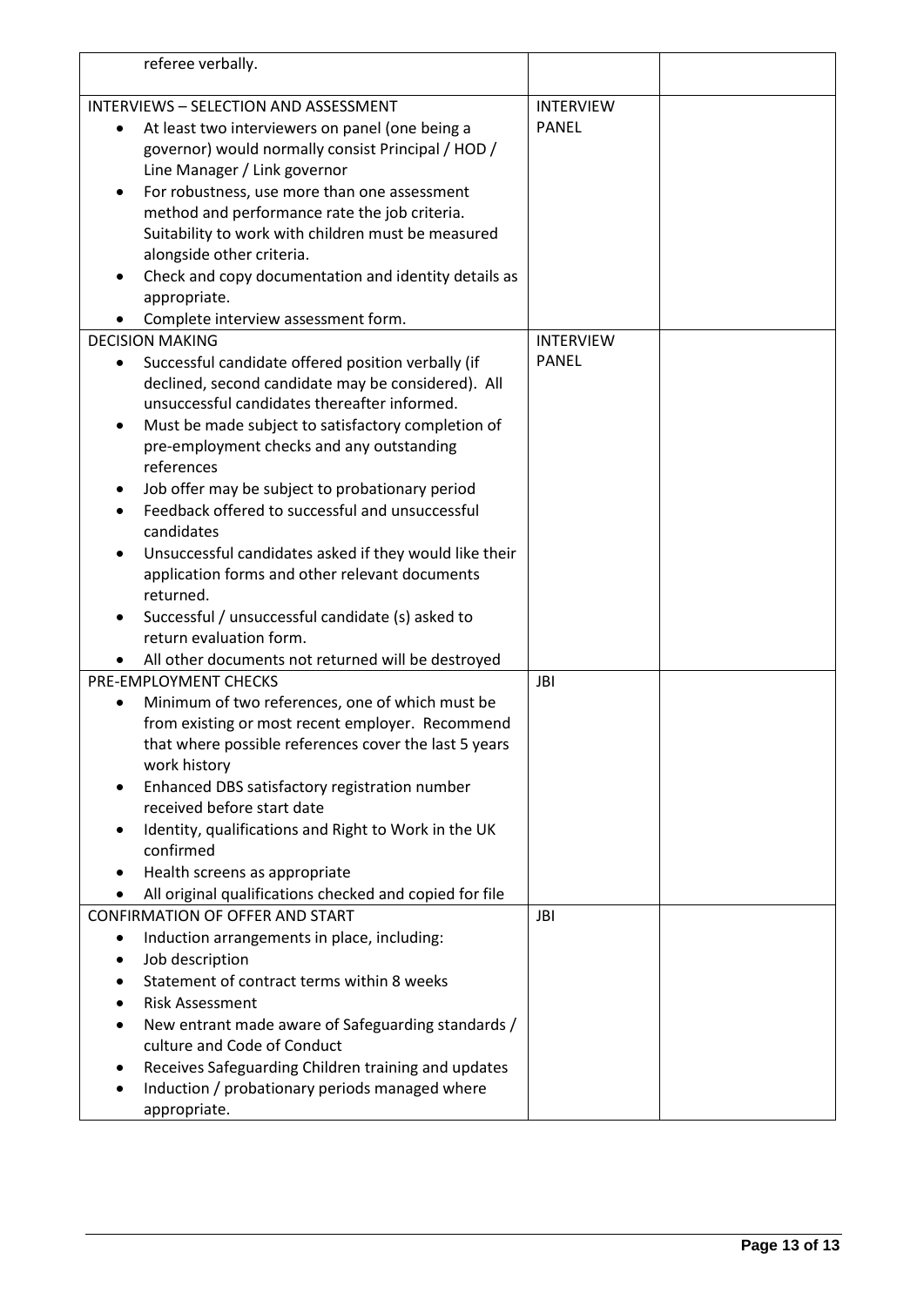| | | |
|---|---|---|
| referee verbally. | | |
| INTERVIEWS – SELECTION AND ASSESSMENT<br>• At least two interviewers on panel (one being a governor) would normally consist Principal / HOD / Line Manager / Link governor<br>• For robustness, use more than one assessment method and performance rate the job criteria. Suitability to work with children must be measured alongside other criteria.<br>• Check and copy documentation and identity details as appropriate.<br>• Complete interview assessment form. | INTERVIEW PANEL | |
| DECISION MAKING<br>• Successful candidate offered position verbally (if declined, second candidate may be considered). All unsuccessful candidates thereafter informed.<br>• Must be made subject to satisfactory completion of pre-employment checks and any outstanding references<br>• Job offer may be subject to probationary period<br>• Feedback offered to successful and unsuccessful candidates<br>• Unsuccessful candidates asked if they would like their application forms and other relevant documents returned.<br>• Successful / unsuccessful candidate (s) asked to return evaluation form.<br>• All other documents not returned will be destroyed | INTERVIEW PANEL | |
| PRE-EMPLOYMENT CHECKS<br>• Minimum of two references, one of which must be from existing or most recent employer. Recommend that where possible references cover the last 5 years work history<br>• Enhanced DBS satisfactory registration number received before start date<br>• Identity, qualifications and Right to Work in the UK confirmed<br>• Health screens as appropriate<br>• All original qualifications checked and copied for file | JBI | |
| CONFIRMATION OF OFFER AND START<br>• Induction arrangements in place, including:<br>• Job description<br>• Statement of contract terms within 8 weeks<br>• Risk Assessment<br>• New entrant made aware of Safeguarding standards / culture and Code of Conduct<br>• Receives Safeguarding Children training and updates<br>• Induction / probationary periods managed where appropriate. | JBI | |